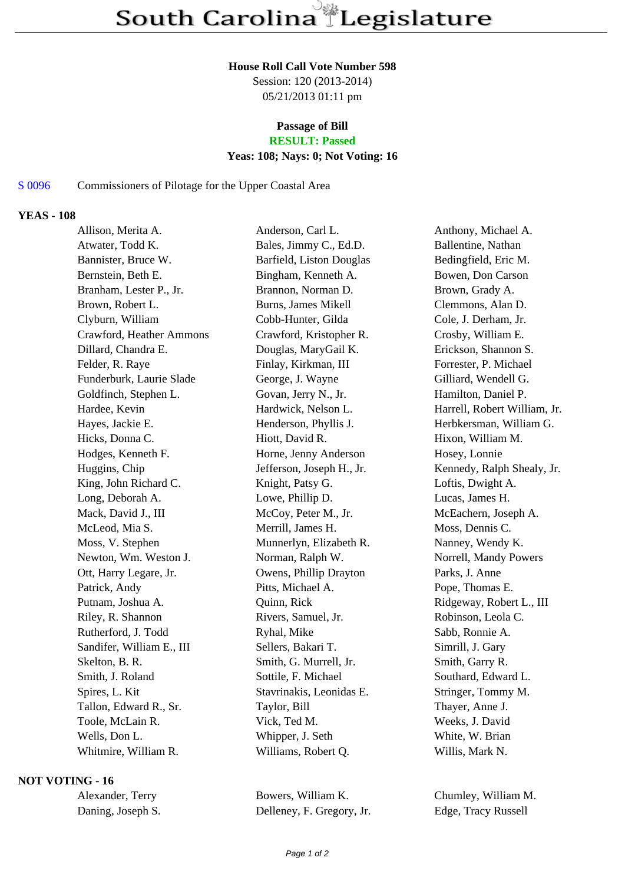# South Carolina Legislature

**House Roll Call Vote Number 598**
Session: 120 (2013-2014)
05/21/2013 01:11 pm

**Passage of Bill**
**RESULT: Passed**
**Yeas: 108; Nays: 0; Not Voting: 16**

S 0096 Commissioners of Pilotage for the Upper Coastal Area

**YEAS - 108**

| | | |
|---|---|---|
| Allison, Merita A. | Anderson, Carl L. | Anthony, Michael A. |
| Atwater, Todd K. | Bales, Jimmy C., Ed.D. | Ballentine, Nathan |
| Bannister, Bruce W. | Barfield, Liston Douglas | Bedingfield, Eric M. |
| Bernstein, Beth E. | Bingham, Kenneth A. | Bowen, Don Carson |
| Branham, Lester P., Jr. | Brannon, Norman D. | Brown, Grady A. |
| Brown, Robert L. | Burns, James Mikell | Clemmons, Alan D. |
| Clyburn, William | Cobb-Hunter, Gilda | Cole, J. Derham, Jr. |
| Crawford, Heather Ammons | Crawford, Kristopher R. | Crosby, William E. |
| Dillard, Chandra E. | Douglas, MaryGail K. | Erickson, Shannon S. |
| Felder, R. Raye | Finlay, Kirkman, III | Forrester, P. Michael |
| Funderburk, Laurie Slade | George, J. Wayne | Gilliard, Wendell G. |
| Goldfinch, Stephen L. | Govan, Jerry N., Jr. | Hamilton, Daniel P. |
| Hardee, Kevin | Hardwick, Nelson L. | Harrell, Robert William, Jr. |
| Hayes, Jackie E. | Henderson, Phyllis J. | Herbkersman, William G. |
| Hicks, Donna C. | Hiott, David R. | Hixon, William M. |
| Hodges, Kenneth F. | Horne, Jenny Anderson | Hosey, Lonnie |
| Huggins, Chip | Jefferson, Joseph H., Jr. | Kennedy, Ralph Shealy, Jr. |
| King, John Richard C. | Knight, Patsy G. | Loftis, Dwight A. |
| Long, Deborah A. | Lowe, Phillip D. | Lucas, James H. |
| Mack, David J., III | McCoy, Peter M., Jr. | McEachern, Joseph A. |
| McLeod, Mia S. | Merrill, James H. | Moss, Dennis C. |
| Moss, V. Stephen | Munnerlyn, Elizabeth R. | Nanney, Wendy K. |
| Newton, Wm. Weston J. | Norman, Ralph W. | Norrell, Mandy Powers |
| Ott, Harry Legare, Jr. | Owens, Phillip Drayton | Parks, J. Anne |
| Patrick, Andy | Pitts, Michael A. | Pope, Thomas E. |
| Putnam, Joshua A. | Quinn, Rick | Ridgeway, Robert L., III |
| Riley, R. Shannon | Rivers, Samuel, Jr. | Robinson, Leola C. |
| Rutherford, J. Todd | Ryhal, Mike | Sabb, Ronnie A. |
| Sandifer, William E., III | Sellers, Bakari T. | Simrill, J. Gary |
| Skelton, B. R. | Smith, G. Murrell, Jr. | Smith, Garry R. |
| Smith, J. Roland | Sottile, F. Michael | Southard, Edward L. |
| Spires, L. Kit | Stavrinakis, Leonidas E. | Stringer, Tommy M. |
| Tallon, Edward R., Sr. | Taylor, Bill | Thayer, Anne J. |
| Toole, McLain R. | Vick, Ted M. | Weeks, J. David |
| Wells, Don L. | Whipper, J. Seth | White, W. Brian |
| Whitmire, William R. | Williams, Robert Q. | Willis, Mark N. |

**NOT VOTING - 16**

| | | |
|---|---|---|
| Alexander, Terry | Bowers, William K. | Chumley, William M. |
| Daning, Joseph S. | Delleney, F. Gregory, Jr. | Edge, Tracy Russell |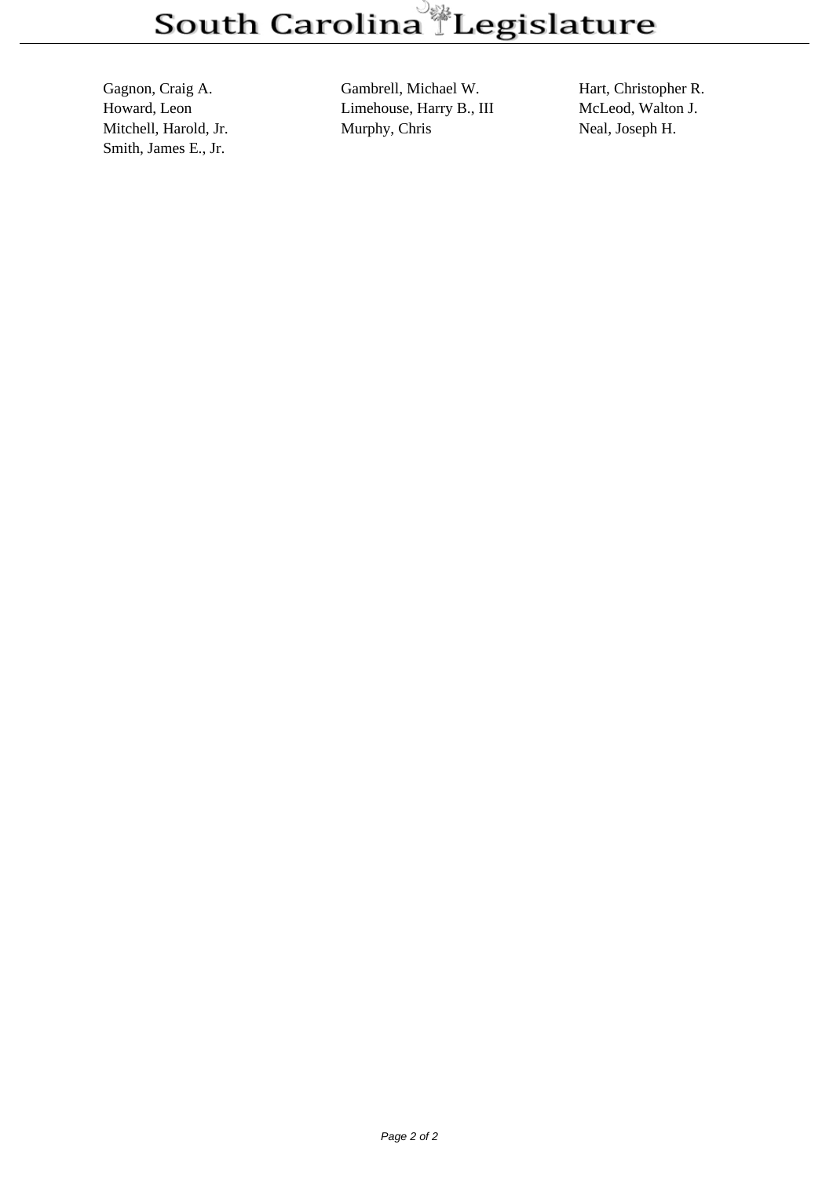Gagnon, Craig A.
Gambrell, Michael W.
Hart, Christopher R.
Howard, Leon
Limehouse, Harry B., III
McLeod, Walton J.
Mitchell, Harold, Jr.
Murphy, Chris
Neal, Joseph H.
Smith, James E., Jr.